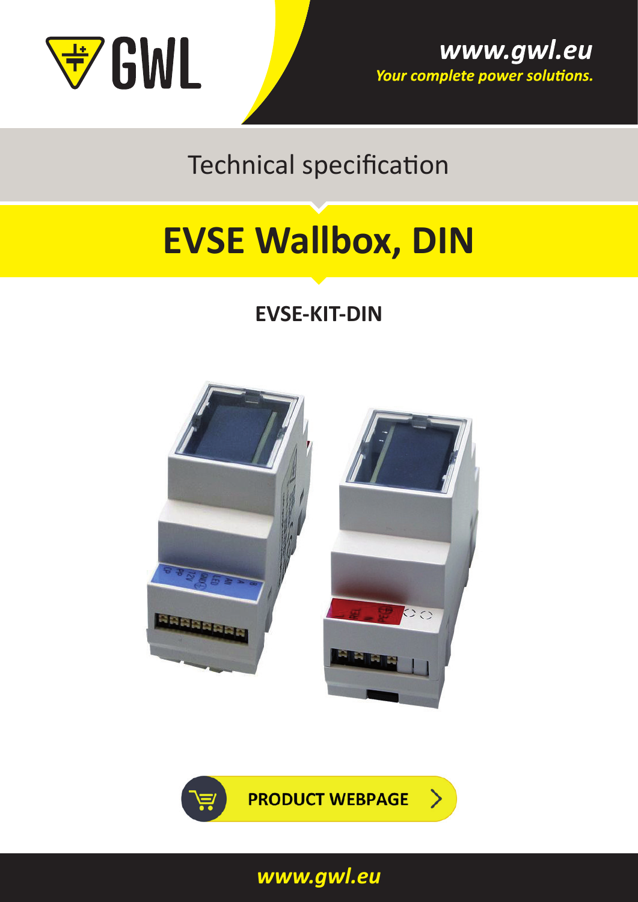www.gwl.eu

*Your complete power solutions.*

Technical specification

# EVSE Wallbox, DIN

## EVSE-KIT-DIN

PRODUCT WEBPAGE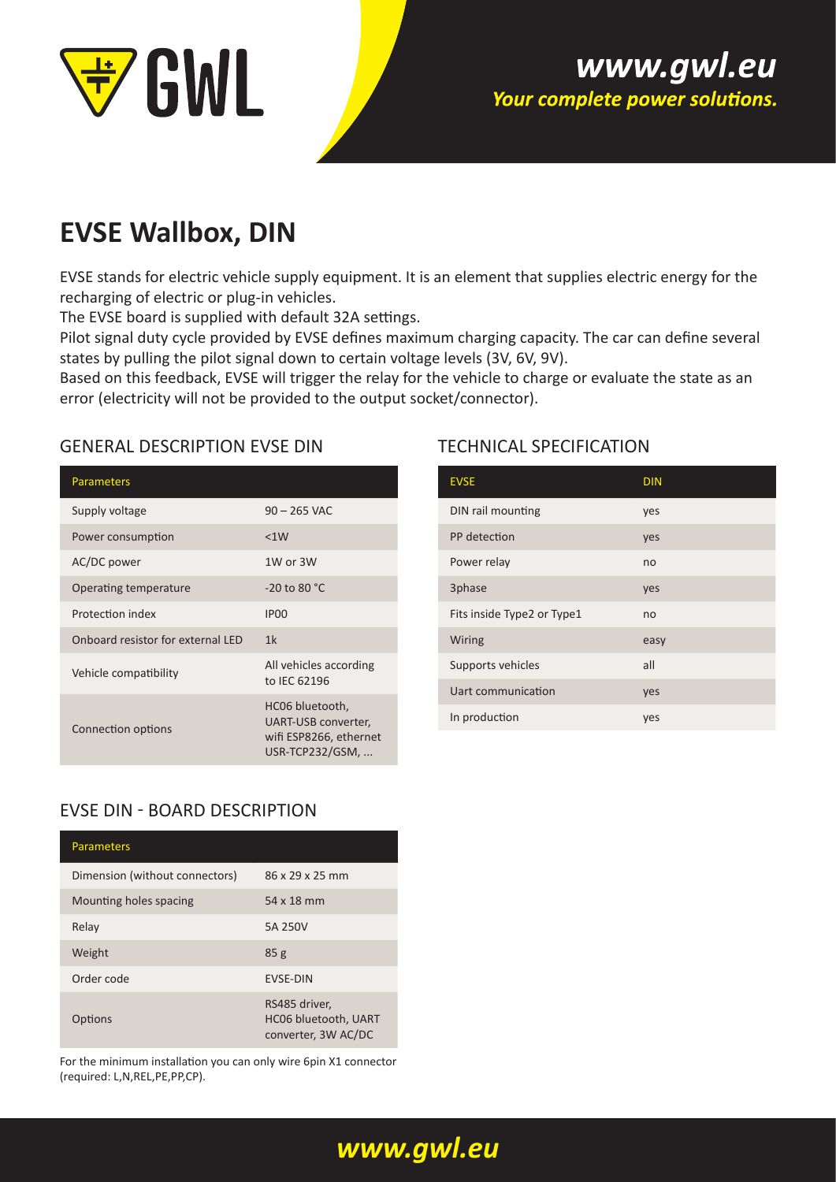# EVSE Wallbox, DIN

EVSE stands for electric vehicle supply equipment. It is an element that supplies electric energy for the recharging of electric or plug-in vehicles.

The EVSE board is supplied with default 32A settings.

Pilot signal duty cycle provided by EVSE defines maximum charging capacity. The car can define several states by pulling the pilot signal down to certain voltage levels (3V, 6V, 9V).

Based on this feedback, EVSE will trigger the relay for the vehicle to charge or evaluate the state as an error (electricity will not be provided to the output socket/connector).

## GENERAL DESCRIPTION EVSE DIN

| Parameters | |
|---|---|
| Supply voltage | 90 – 265 VAC |
| Power consumption | <1W |
| AC/DC power | 1W or 3W |
| Operating temperature | -20 to 80 °C |
| Protection index | IP00 |
| Onboard resistor for external LED | 1k |
| Vehicle compatibility | All vehicles according to IEC 62196 |
| Connection options | HC06 bluetooth, UART-USB converter, wifi ESP8266, ethernet USR-TCP232/GSM, ... |

## TECHNICAL SPECIFICATION

| EVSE | DIN |
|---|---|
| DIN rail mounting | yes |
| PP detection | yes |
| Power relay | no |
| 3phase | yes |
| Fits inside Type2 or Type1 | no |
| Wiring | easy |
| Supports vehicles | all |
| Uart communication | yes |
| In production | yes |

## EVSE DIN - BOARD DESCRIPTION

| Parameters | |
|---|---|
| Dimension (without connectors) | 86 x 29 x 25 mm |
| Mounting holes spacing | 54 x 18 mm |
| Relay | 5A 250V |
| Weight | 85 g |
| Order code | EVSE-DIN |
| Options | RS485 driver, HC06 bluetooth, UART converter, 3W AC/DC |

For the minimum installation you can only wire 6pin X1 connector (required: L,N,REL,PE,PP,CP).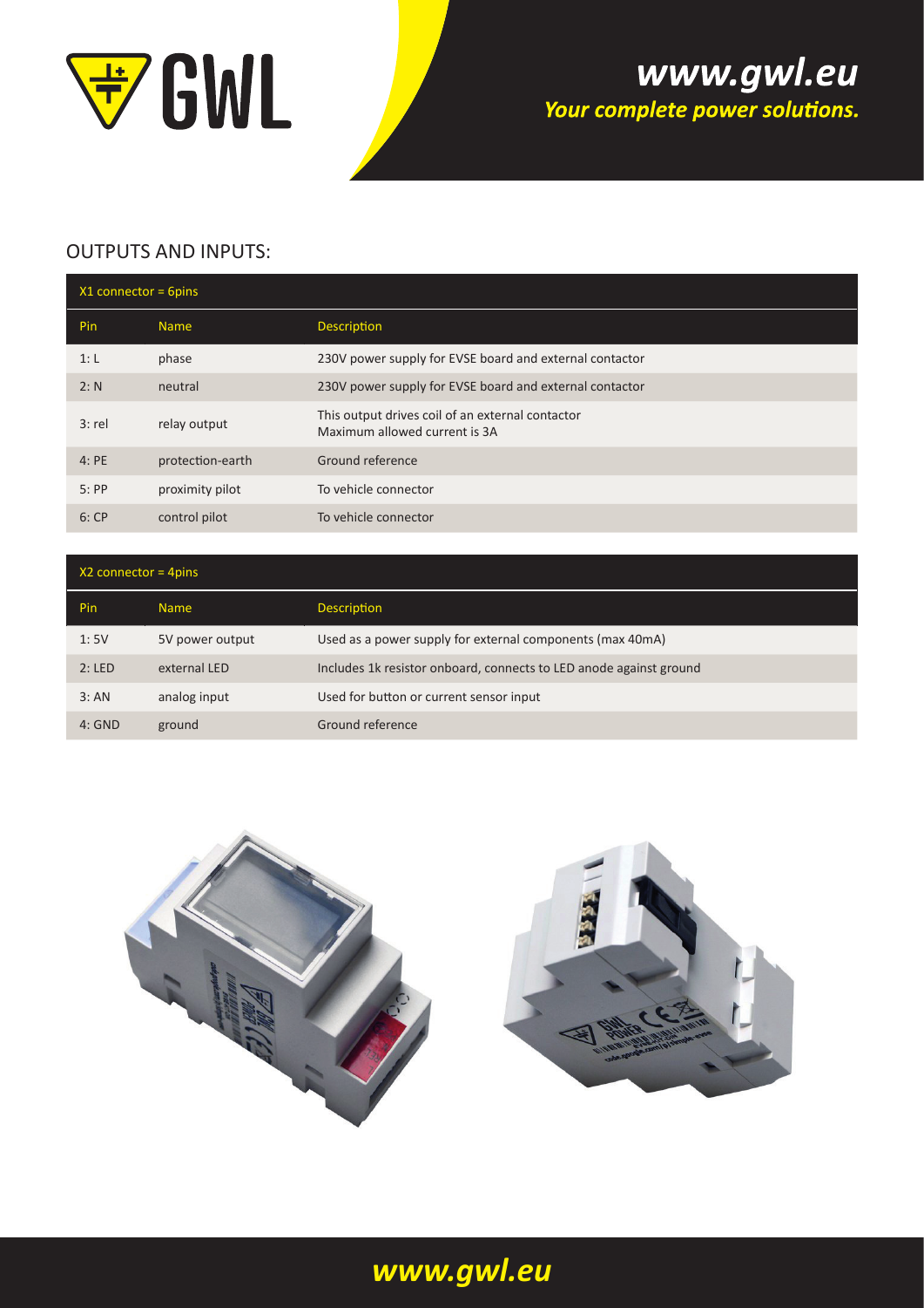## OUTPUTS AND INPUTS:

| X1 connector = 6pins | | |
|---|---|---|
| Pin | Name | Description |
| 1: L | phase | 230V power supply for EVSE board and external contactor |
| 2: N | neutral | 230V power supply for EVSE board and external contactor |
| 3: rel | relay output | This output drives coil of an external contactor Maximum allowed current is 3A |
| 4: PE | protection-earth | Ground reference |
| 5: PP | proximity pilot | To vehicle connector |
| 6: CP | control pilot | To vehicle connector |

| X2 connector = 4pins | | |
|---|---|---|
| Pin | Name | Description |
| 1: 5V | 5V power output | Used as a power supply for external components (max 40mA) |
| 2: LED | external LED | Includes 1k resistor onboard, connects to LED anode against ground |
| 3: AN | analog input | Used for button or current sensor input |
| 4: GND | ground | Ground reference |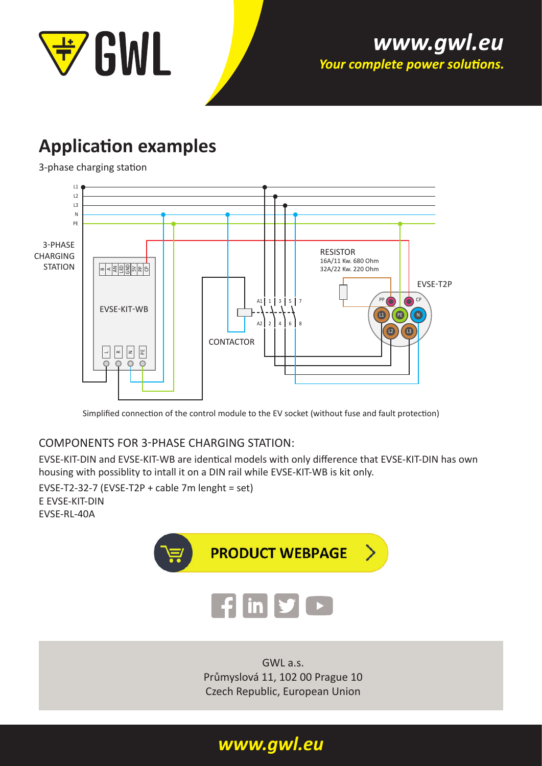## Application examples

3-phase charging station

L1
L2
L3
N
PE

3-PHASE CHARGING STATION

B A AN LED GND 5V PP CP

EVSE-KIT-WB

L R N PE

CONTACTOR

A1 1 3 5 7
A2 2 4 6 8

RESISTOR
16A/11 Kw. 680 Ohm
32A/22 Kw. 220 Ohm

EVSE-T2P

PP CP L1 PE N L2 L3

Simplified connection of the control module to the EV socket (without fuse and fault protection)

### COMPONENTS FOR 3-PHASE CHARGING STATION:

EVSE-KIT-DIN and EVSE-KIT-WB are identical models with only difference that EVSE-KIT-DIN has own housing with possiblity to intall it on a DIN rail while EVSE-KIT-WB is kit only.

EVSE-T2-32-7 (EVSE-T2P + cable 7m lenght = set)
E EVSE-KIT-DIN
EVSE-RL-40A

**PRODUCT WEBPAGE**

GWL a.s.
Průmyslová 11, 102 00 Prague 10
Czech Republic, European Union